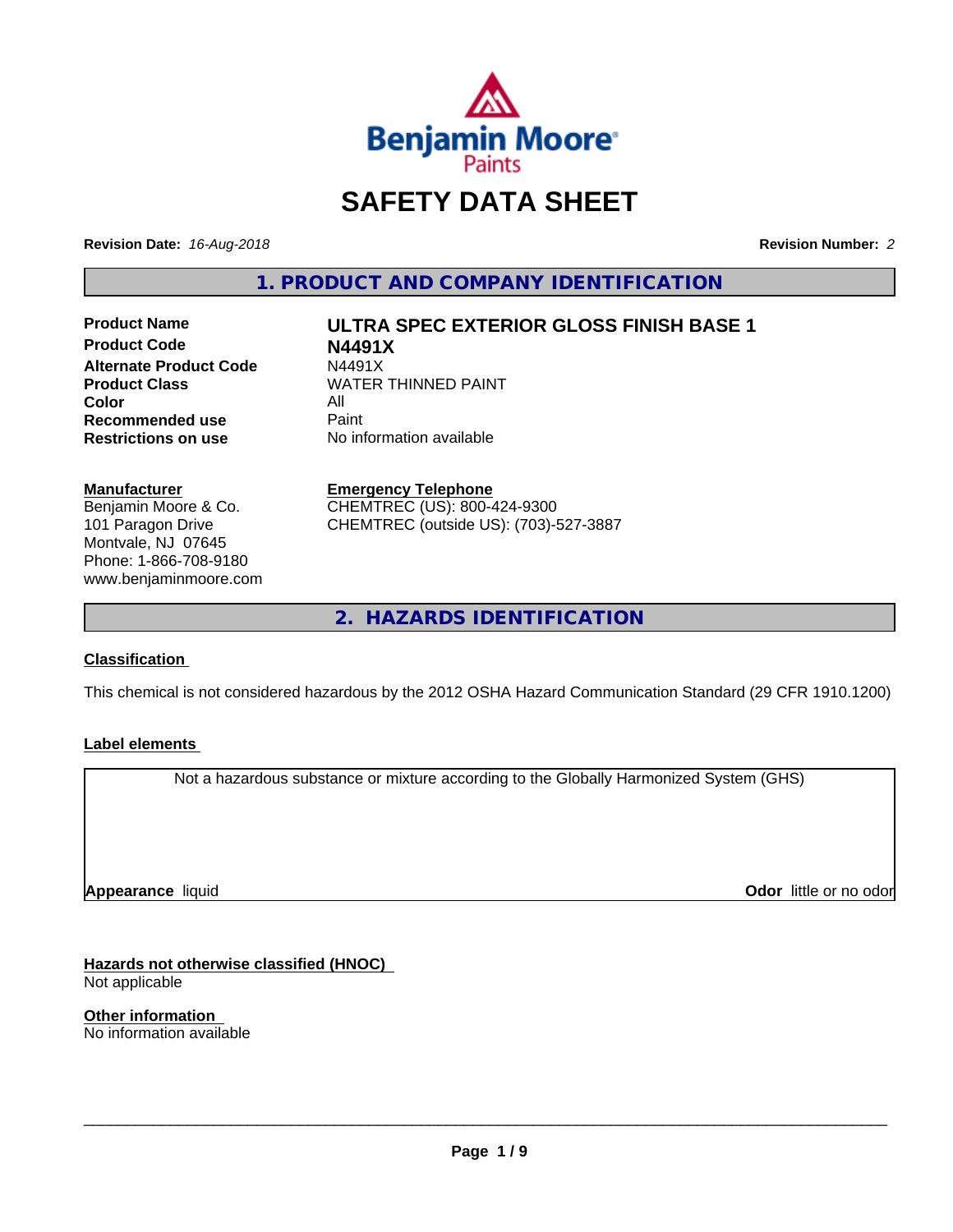# SAFETY DATA SHEET

**Revision Date:** *16-Aug-2018* **Revision Number:** *2*

## 1. PRODUCT AND COMPANY IDENTIFICATION

| | |
|---|---|
| **Product Name** | **ULTRA SPEC EXTERIOR GLOSS FINISH BASE 1** |
| **Product Code** | **N4491X** |
| **Alternate Product Code** | N4491X |
| **Product Class** | WATER THINNED PAINT |
| **Color** | All |
| **Recommended use** | Paint |
| **Restrictions on use** | No information available |

**Manufacturer**
Benjamin Moore & Co.
101 Paragon Drive
Montvale, NJ 07645
Phone: 1-866-708-9180
www.benjaminmoore.com

**Emergency Telephone**
CHEMTREC (US): 800-424-9300
CHEMTREC (outside US): (703)-527-3887

## 2. HAZARDS IDENTIFICATION

**Classification**

This chemical is not considered hazardous by the 2012 OSHA Hazard Communication Standard (29 CFR 1910.1200)

**Label elements**

Not a hazardous substance or mixture according to the Globally Harmonized System (GHS)

**Appearance** liquid **Odor** little or no odor

**Hazards not otherwise classified (HNOC)**
Not applicable

**Other information**
No information available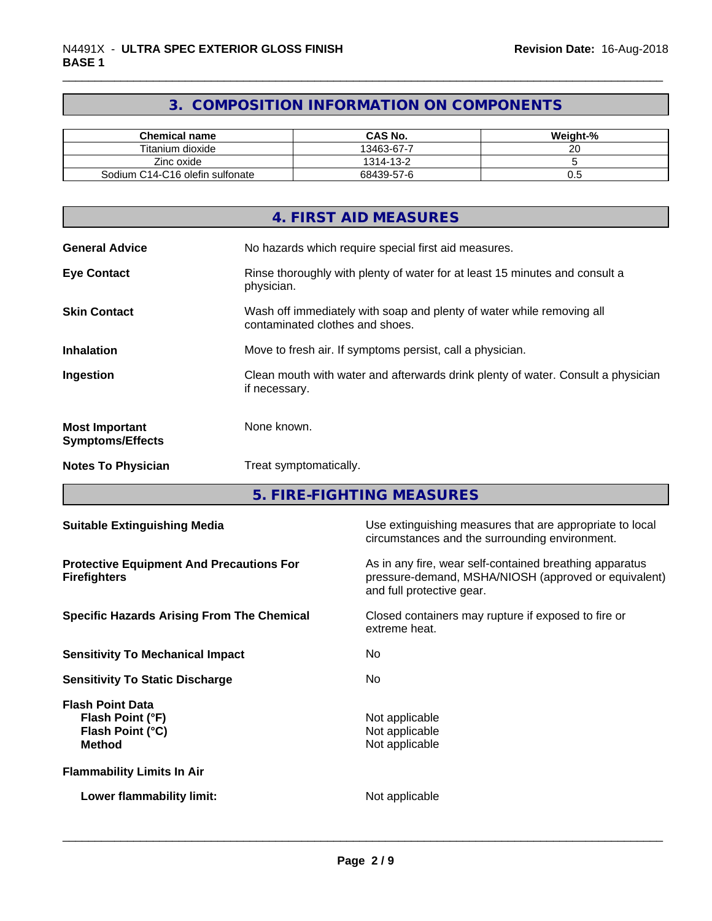## 3. COMPOSITION INFORMATION ON COMPONENTS

| Chemical name | CAS No. | Weight-% |
| --- | --- | --- |
| Titanium dioxide | 13463-67-7 | 20 |
| Zinc oxide | 1314-13-2 | 5 |
| Sodium C14-C16 olefin sulfonate | 68439-57-6 | 0.5 |

## 4. FIRST AID MEASURES

**General Advice**
No hazards which require special first aid measures.

**Eye Contact**
Rinse thoroughly with plenty of water for at least 15 minutes and consult a physician.

**Skin Contact**
Wash off immediately with soap and plenty of water while removing all contaminated clothes and shoes.

**Inhalation**
Move to fresh air. If symptoms persist, call a physician.

**Ingestion**
Clean mouth with water and afterwards drink plenty of water. Consult a physician if necessary.

**Most Important Symptoms/Effects**
None known.

**Notes To Physician**
Treat symptomatically.

## 5. FIRE-FIGHTING MEASURES

**Suitable Extinguishing Media**
Use extinguishing measures that are appropriate to local circumstances and the surrounding environment.

**Protective Equipment And Precautions For Firefighters**
As in any fire, wear self-contained breathing apparatus pressure-demand, MSHA/NIOSH (approved or equivalent) and full protective gear.

**Specific Hazards Arising From The Chemical**
Closed containers may rupture if exposed to fire or extreme heat.

**Sensitivity To Mechanical Impact**
No

**Sensitivity To Static Discharge**
No

**Flash Point Data**
- **Flash Point (°F)**: Not applicable
- **Flash Point (°C)**: Not applicable
- **Method**: Not applicable

**Flammability Limits In Air**

- **Lower flammability limit:** Not applicable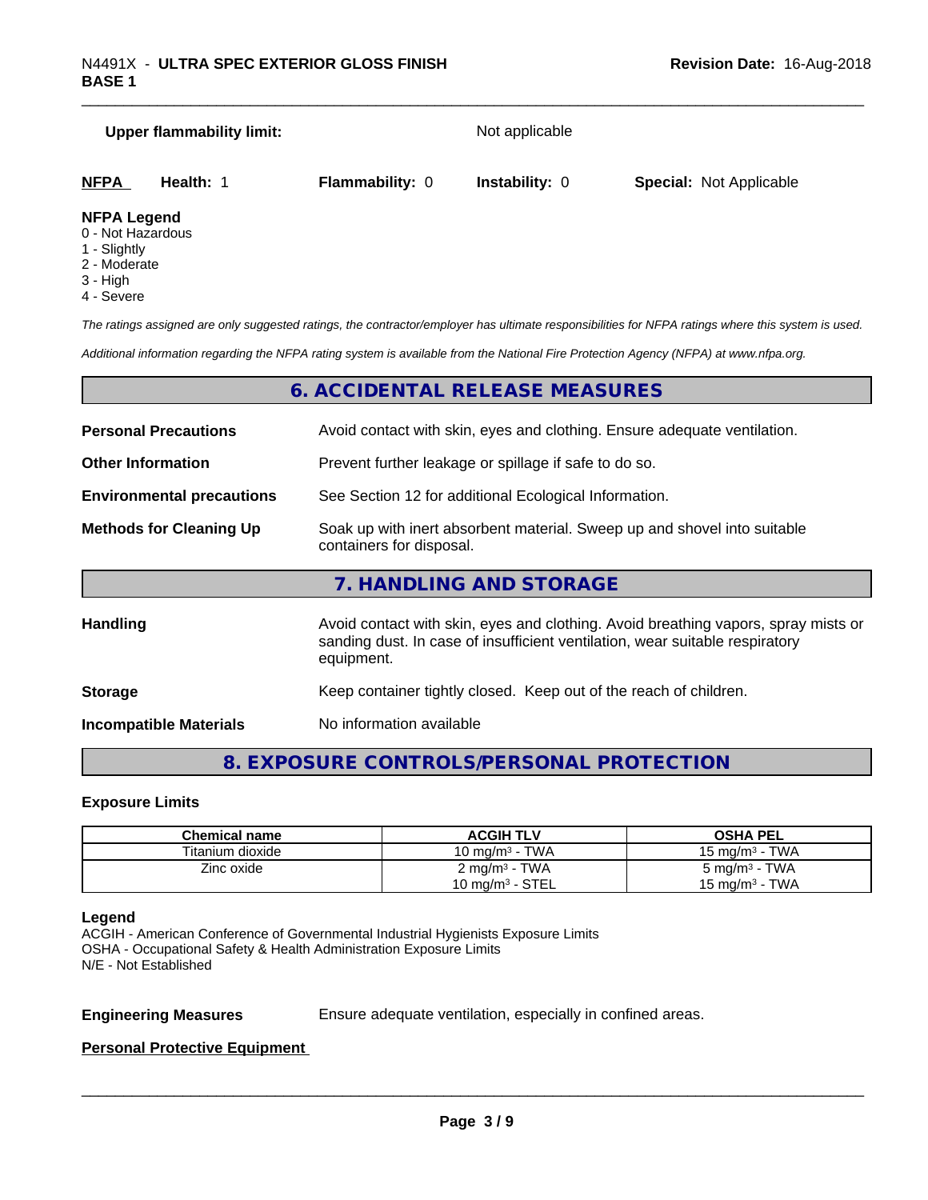**Upper flammability limit:** Not applicable

| NFPA | Health: 1 | Flammability: 0 | Instability: 0 | Special: Not Applicable |
|---|---|---|---|---|

**NFPA Legend**
0 - Not Hazardous
1 - Slightly
2 - Moderate
3 - High
4 - Severe

*The ratings assigned are only suggested ratings, the contractor/employer has ultimate responsibilities for NFPA ratings where this system is used.*

*Additional information regarding the NFPA rating system is available from the National Fire Protection Agency (NFPA) at www.nfpa.org.*

## 6. ACCIDENTAL RELEASE MEASURES

**Personal Precautions** Avoid contact with skin, eyes and clothing. Ensure adequate ventilation.

**Other Information** Prevent further leakage or spillage if safe to do so.

**Environmental precautions** See Section 12 for additional Ecological Information.

**Methods for Cleaning Up** Soak up with inert absorbent material. Sweep up and shovel into suitable containers for disposal.

## 7. HANDLING AND STORAGE

**Handling** Avoid contact with skin, eyes and clothing. Avoid breathing vapors, spray mists or sanding dust. In case of insufficient ventilation, wear suitable respiratory equipment.

**Storage** Keep container tightly closed. Keep out of the reach of children.

**Incompatible Materials** No information available

## 8. EXPOSURE CONTROLS/PERSONAL PROTECTION

### Exposure Limits

| Chemical name | ACGIH TLV | OSHA PEL |
|---|---|---|
| Titanium dioxide | 10 mg/m³ - TWA | 15 mg/m³ - TWA |
| Zinc oxide | 2 mg/m³ - TWA<br>10 mg/m³ - STEL | 5 mg/m³ - TWA<br>15 mg/m³ - TWA |

**Legend**
ACGIH - American Conference of Governmental Industrial Hygienists Exposure Limits
OSHA - Occupational Safety & Health Administration Exposure Limits
N/E - Not Established

**Engineering Measures** Ensure adequate ventilation, especially in confined areas.

**Personal Protective Equipment**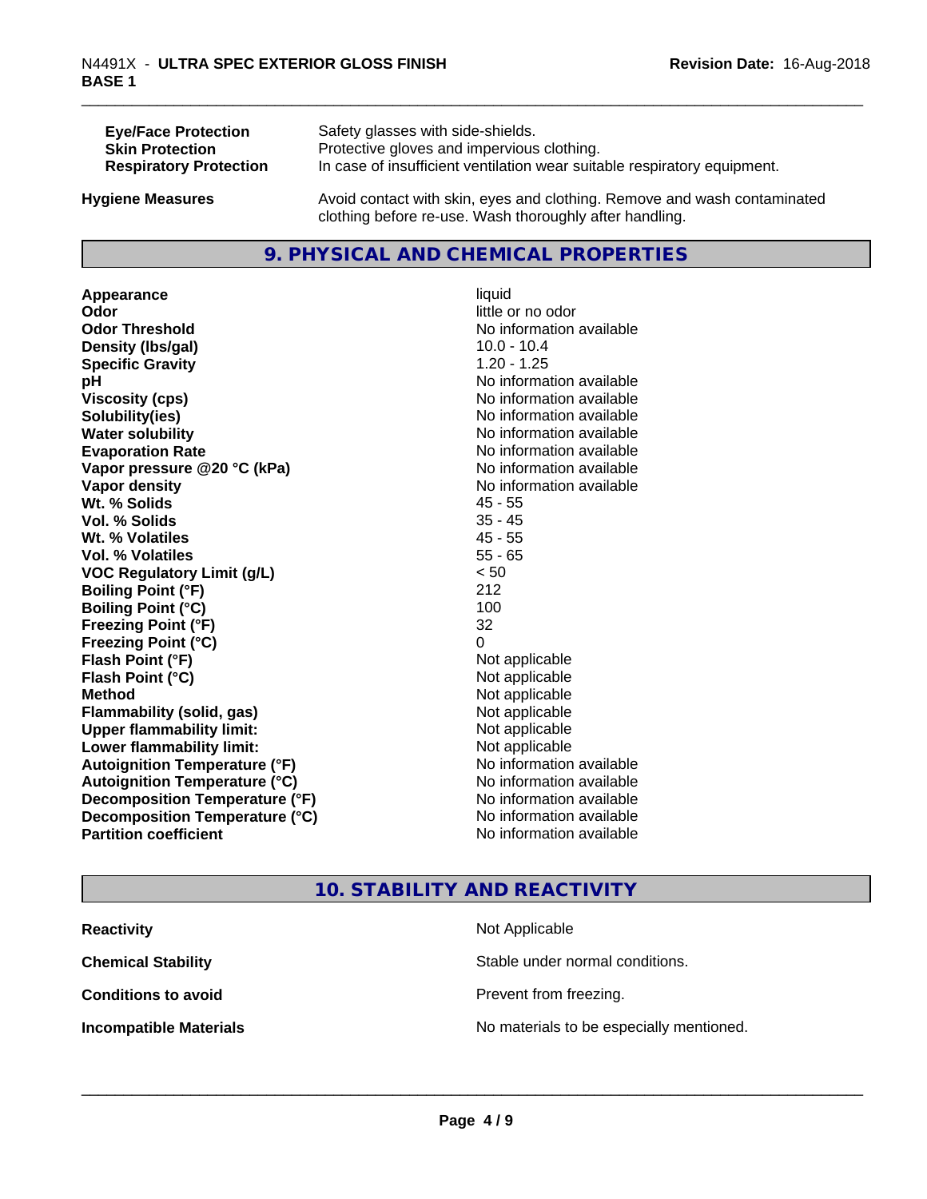| | |
|---|---|
| **Eye/Face Protection** | Safety glasses with side-shields. |
| **Skin Protection** | Protective gloves and impervious clothing. |
| **Respiratory Protection** | In case of insufficient ventilation wear suitable respiratory equipment. |

**Hygiene Measures** Avoid contact with skin, eyes and clothing. Remove and wash contaminated clothing before re-use. Wash thoroughly after handling.

## 9. PHYSICAL AND CHEMICAL PROPERTIES

| | |
|---|---|
| **Appearance** | liquid |
| **Odor** | little or no odor |
| **Odor Threshold** | No information available |
| **Density (lbs/gal)** | 10.0 - 10.4 |
| **Specific Gravity** | 1.20 - 1.25 |
| **pH** | No information available |
| **Viscosity (cps)** | No information available |
| **Solubility(ies)** | No information available |
| **Water solubility** | No information available |
| **Evaporation Rate** | No information available |
| **Vapor pressure @20 °C (kPa)** | No information available |
| **Vapor density** | No information available |
| **Wt. % Solids** | 45 - 55 |
| **Vol. % Solids** | 35 - 45 |
| **Wt. % Volatiles** | 45 - 55 |
| **Vol. % Volatiles** | 55 - 65 |
| **VOC Regulatory Limit (g/L)** | < 50 |
| **Boiling Point (°F)** | 212 |
| **Boiling Point (°C)** | 100 |
| **Freezing Point (°F)** | 32 |
| **Freezing Point (°C)** | 0 |
| **Flash Point (°F)** | Not applicable |
| **Flash Point (°C)** | Not applicable |
| **Method** | Not applicable |
| **Flammability (solid, gas)** | Not applicable |
| **Upper flammability limit:** | Not applicable |
| **Lower flammability limit:** | Not applicable |
| **Autoignition Temperature (°F)** | No information available |
| **Autoignition Temperature (°C)** | No information available |
| **Decomposition Temperature (°F)** | No information available |
| **Decomposition Temperature (°C)** | No information available |
| **Partition coefficient** | No information available |

## 10. STABILITY AND REACTIVITY

| | |
|---|---|
| **Reactivity** | Not Applicable |
| **Chemical Stability** | Stable under normal conditions. |
| **Conditions to avoid** | Prevent from freezing. |
| **Incompatible Materials** | No materials to be especially mentioned. |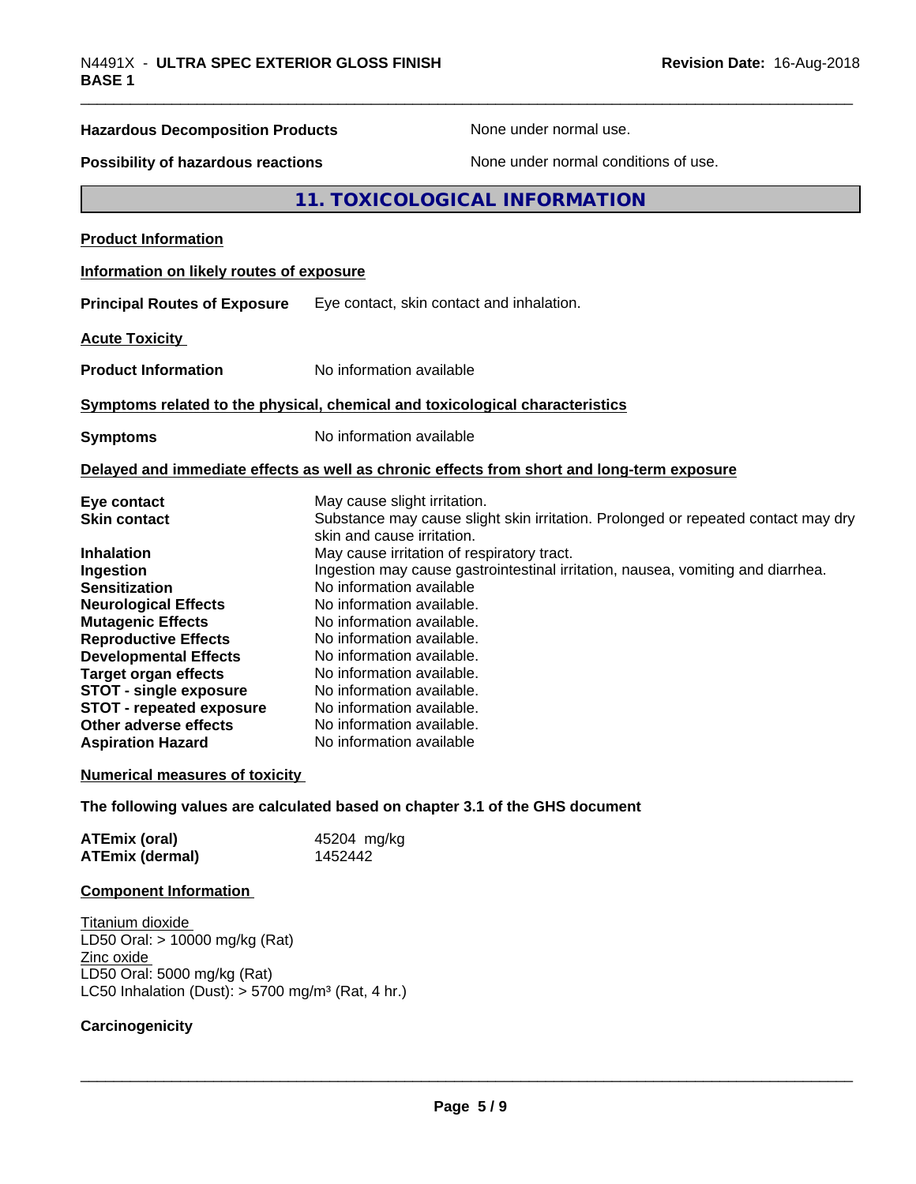| | |
|---|---|
| **Hazardous Decomposition Products** | None under normal use. |
| **Possibility of hazardous reactions** | None under normal conditions of use. |

## 11. TOXICOLOGICAL INFORMATION

**Product Information**

**Information on likely routes of exposure**

**Principal Routes of Exposure** Eye contact, skin contact and inhalation.

**Acute Toxicity**

**Product Information** No information available

**Symptoms related to the physical, chemical and toxicological characteristics**

**Symptoms** No information available

**Delayed and immediate effects as well as chronic effects from short and long-term exposure**

| | |
|---|---|
| **Eye contact** | May cause slight irritation. |
| **Skin contact** | Substance may cause slight skin irritation. Prolonged or repeated contact may dry skin and cause irritation. |
| **Inhalation** | May cause irritation of respiratory tract. |
| **Ingestion** | Ingestion may cause gastrointestinal irritation, nausea, vomiting and diarrhea. |
| **Sensitization** | No information available |
| **Neurological Effects** | No information available. |
| **Mutagenic Effects** | No information available. |
| **Reproductive Effects** | No information available. |
| **Developmental Effects** | No information available. |
| **Target organ effects** | No information available. |
| **STOT - single exposure** | No information available. |
| **STOT - repeated exposure** | No information available. |
| **Other adverse effects** | No information available. |
| **Aspiration Hazard** | No information available |

**Numerical measures of toxicity**

**The following values are calculated based on chapter 3.1 of the GHS document**

| | |
|---|---|
| **ATEmix (oral)** | 45204 mg/kg |
| **ATEmix (dermal)** | 1452442 |

**Component Information**

Titanium dioxide
LD50 Oral: > 10000 mg/kg (Rat)
Zinc oxide
LD50 Oral: 5000 mg/kg (Rat)
LC50 Inhalation (Dust): > 5700 mg/m³ (Rat, 4 hr.)

**Carcinogenicity**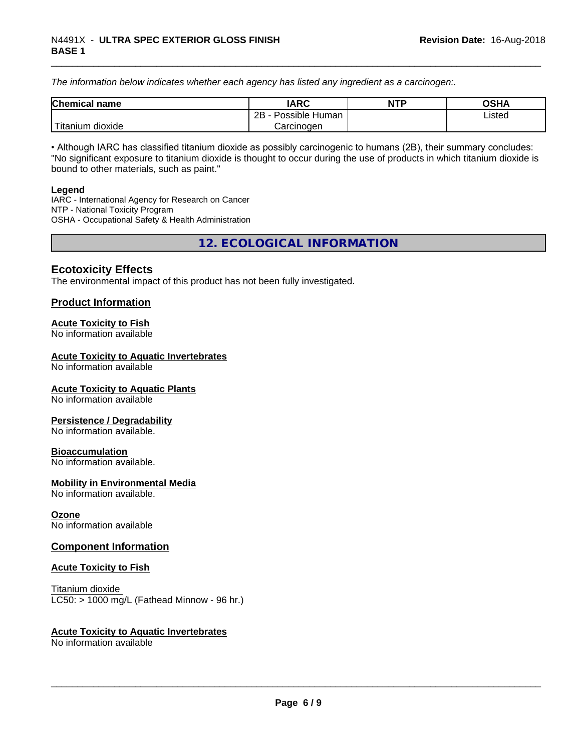*The information below indicates whether each agency has listed any ingredient as a carcinogen:.*

| Chemical name | IARC | NTP | OSHA |
|---|---|---|---|
| Titanium dioxide | 2B - Possible Human Carcinogen | | Listed |

• Although IARC has classified titanium dioxide as possibly carcinogenic to humans (2B), their summary concludes: "No significant exposure to titanium dioxide is thought to occur during the use of products in which titanium dioxide is bound to other materials, such as paint."

**Legend**

IARC - International Agency for Research on Cancer
NTP - National Toxicity Program
OSHA - Occupational Safety & Health Administration

## 12. ECOLOGICAL INFORMATION

### Ecotoxicity Effects

The environmental impact of this product has not been fully investigated.

### Product Information

#### Acute Toxicity to Fish

No information available

#### Acute Toxicity to Aquatic Invertebrates

No information available

#### Acute Toxicity to Aquatic Plants

No information available

#### Persistence / Degradability

No information available.

#### Bioaccumulation

No information available.

#### Mobility in Environmental Media

No information available.

#### Ozone

No information available

### Component Information

#### Acute Toxicity to Fish

Titanium dioxide
LC50: > 1000 mg/L (Fathead Minnow - 96 hr.)

#### Acute Toxicity to Aquatic Invertebrates

No information available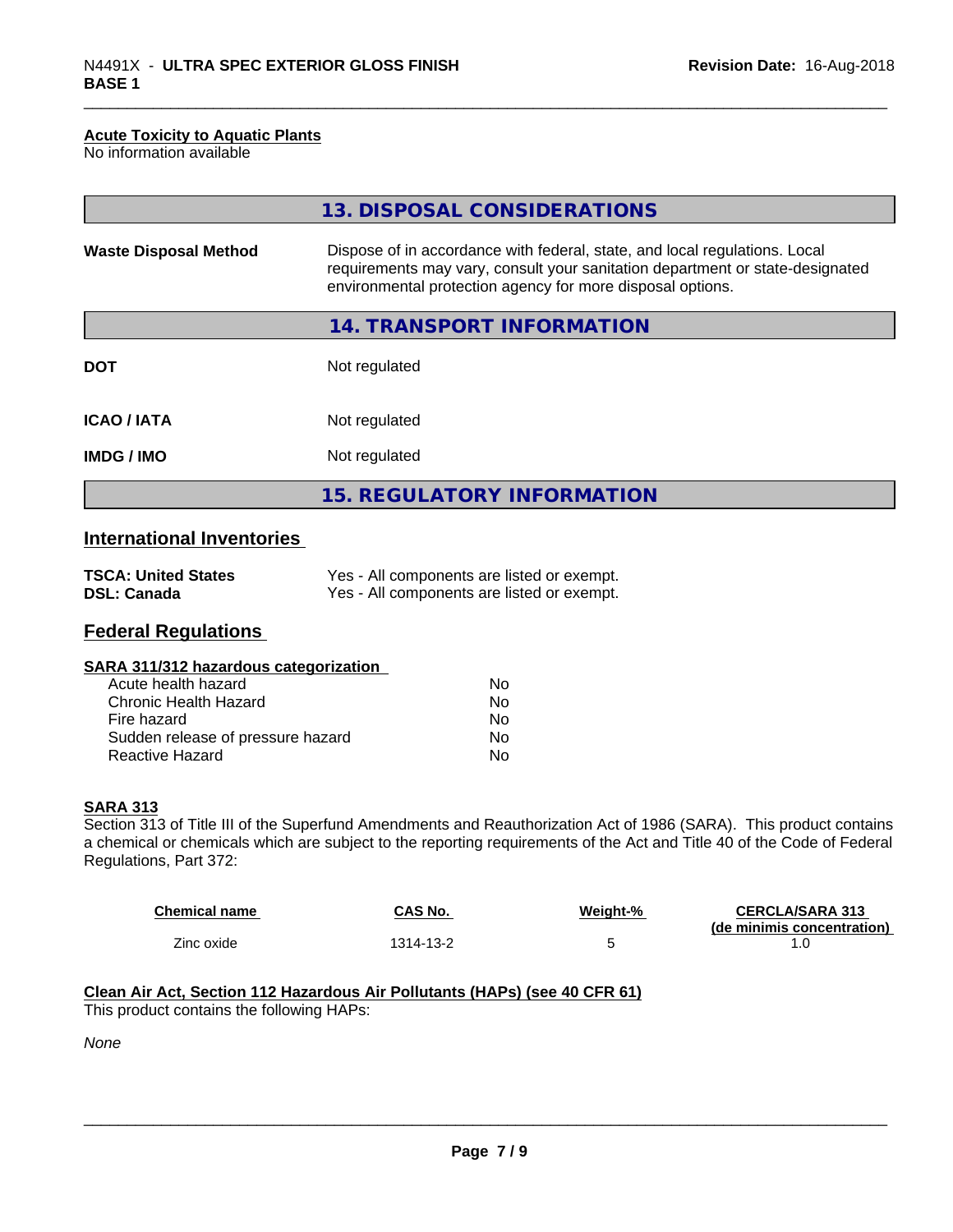**Acute Toxicity to Aquatic Plants**
No information available

## 13. DISPOSAL CONSIDERATIONS

| | |
|---|---|
| **Waste Disposal Method** | Dispose of in accordance with federal, state, and local regulations. Local requirements may vary, consult your sanitation department or state-designated environmental protection agency for more disposal options. |

## 14. TRANSPORT INFORMATION

| | |
|---|---|
| **DOT** | Not regulated |
| **ICAO / IATA** | Not regulated |
| **IMDG / IMO** | Not regulated |

## 15. REGULATORY INFORMATION

### International Inventories

| | |
|---|---|
| **TSCA: United States** | Yes - All components are listed or exempt. |
| **DSL: Canada** | Yes - All components are listed or exempt. |

### Federal Regulations

**SARA 311/312 hazardous categorization**

| | |
|---|---|
| Acute health hazard | No |
| Chronic Health Hazard | No |
| Fire hazard | No |
| Sudden release of pressure hazard | No |
| Reactive Hazard | No |

**SARA 313**
Section 313 of Title III of the Superfund Amendments and Reauthorization Act of 1986 (SARA). This product contains a chemical or chemicals which are subject to the reporting requirements of the Act and Title 40 of the Code of Federal Regulations, Part 372:

| Chemical name | CAS No. | Weight-% | CERCLA/SARA 313 (de minimis concentration) |
|---|---|---|---|
| Zinc oxide | 1314-13-2 | 5 | 1.0 |

**Clean Air Act, Section 112 Hazardous Air Pollutants (HAPs) (see 40 CFR 61)**
This product contains the following HAPs:

*None*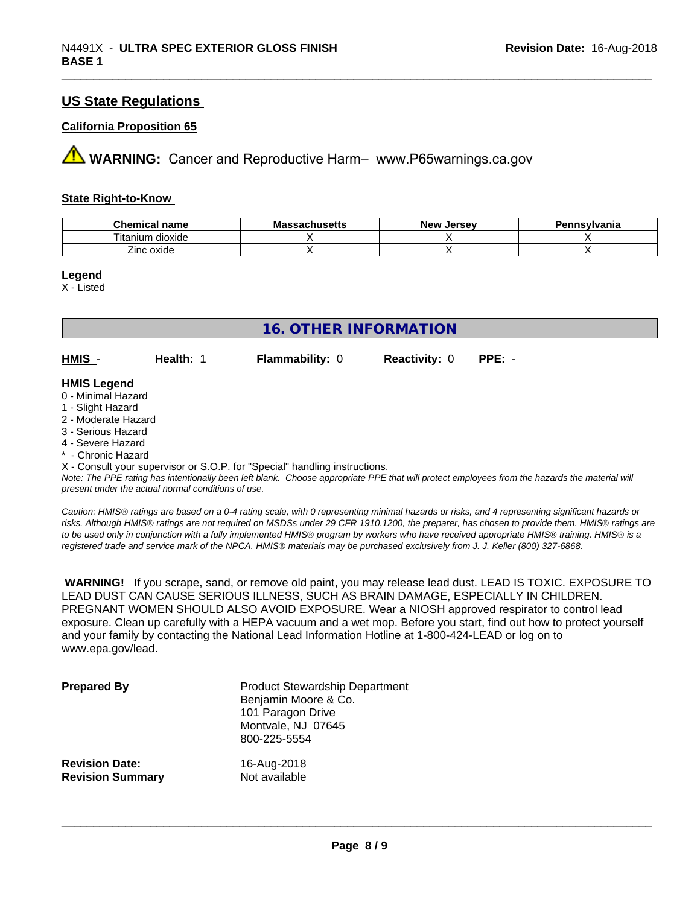## US State Regulations

### California Proposition 65

**WARNING:** Cancer and Reproductive Harm– www.P65warnings.ca.gov

### State Right-to-Know

| Chemical name | Massachusetts | New Jersey | Pennsylvania |
|---|---|---|---|
| Titanium dioxide | X | X | X |
| Zinc oxide | X | X | X |

**Legend**
X - Listed

# 16. OTHER INFORMATION

| HMIS - | Health: 1 | Flammability: 0 | Reactivity: 0 | PPE: - |
|---|---|---|---|---|

**HMIS Legend**
0 - Minimal Hazard
1 - Slight Hazard
2 - Moderate Hazard
3 - Serious Hazard
4 - Severe Hazard
* - Chronic Hazard
X - Consult your supervisor or S.O.P. for "Special" handling instructions.

*Note: The PPE rating has intentionally been left blank. Choose appropriate PPE that will protect employees from the hazards the material will present under the actual normal conditions of use.*

*Caution: HMIS® ratings are based on a 0-4 rating scale, with 0 representing minimal hazards or risks, and 4 representing significant hazards or risks. Although HMIS® ratings are not required on MSDSs under 29 CFR 1910.1200, the preparer, has chosen to provide them. HMIS® ratings are to be used only in conjunction with a fully implemented HMIS® program by workers who have received appropriate HMIS® training. HMIS® is a registered trade and service mark of the NPCA. HMIS® materials may be purchased exclusively from J. J. Keller (800) 327-6868.*

**WARNING!** If you scrape, sand, or remove old paint, you may release lead dust. LEAD IS TOXIC. EXPOSURE TO LEAD DUST CAN CAUSE SERIOUS ILLNESS, SUCH AS BRAIN DAMAGE, ESPECIALLY IN CHILDREN. PREGNANT WOMEN SHOULD ALSO AVOID EXPOSURE. Wear a NIOSH approved respirator to control lead exposure. Clean up carefully with a HEPA vacuum and a wet mop. Before you start, find out how to protect yourself and your family by contacting the National Lead Information Hotline at 1-800-424-LEAD or log on to www.epa.gov/lead.

**Prepared By**
Product Stewardship Department
Benjamin Moore & Co.
101 Paragon Drive
Montvale, NJ 07645
800-225-5554

**Revision Date:** 16-Aug-2018
**Revision Summary** Not available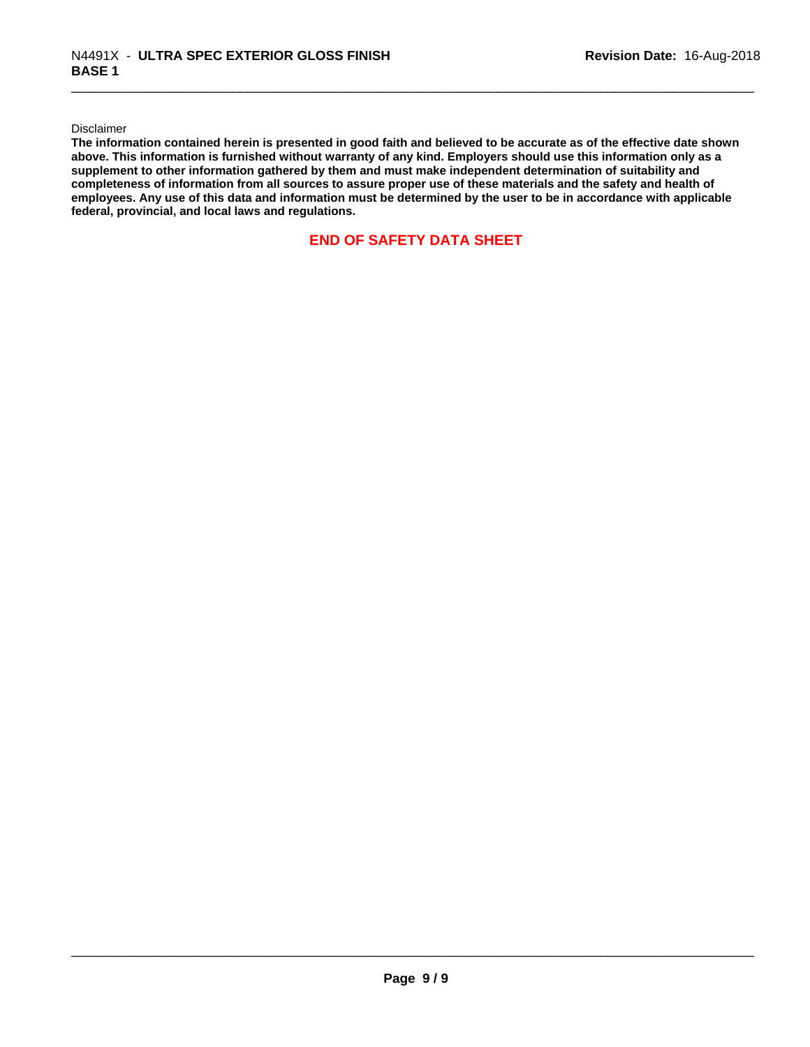Disclaimer

**The information contained herein is presented in good faith and believed to be accurate as of the effective date shown above. This information is furnished without warranty of any kind. Employers should use this information only as a supplement to other information gathered by them and must make independent determination of suitability and completeness of information from all sources to assure proper use of these materials and the safety and health of employees. Any use of this data and information must be determined by the user to be in accordance with applicable federal, provincial, and local laws and regulations.**

**END OF SAFETY DATA SHEET**